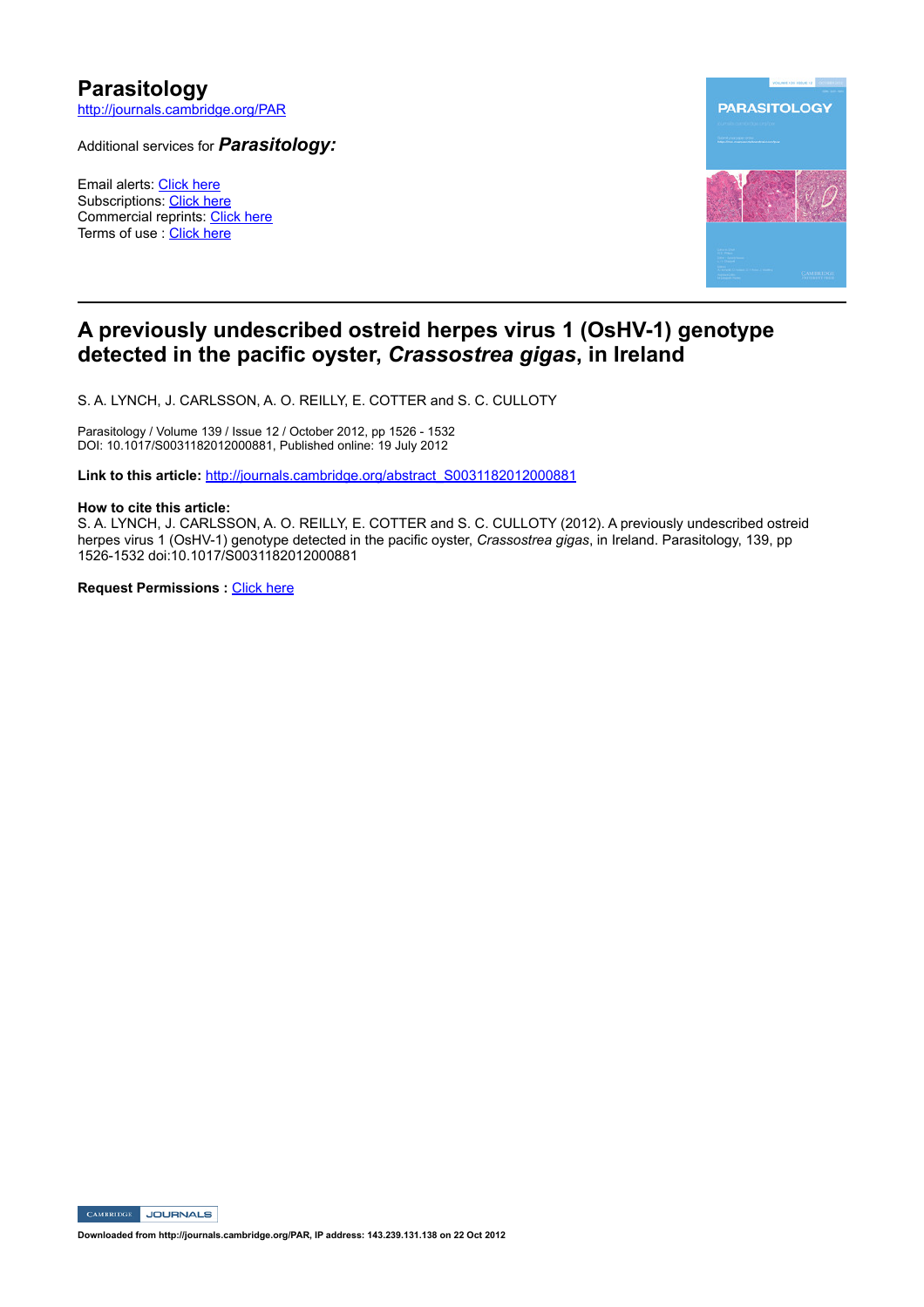# Parasitology

http://journals.cambridge.org/PAR

Additional services for ***Parasitology:***

Email alerts: Click here
Subscriptions: Click here
Commercial reprints: Click here
Terms of use : Click here

## A previously undescribed ostreid herpes virus 1 (OsHV-1) genotype detected in the pacific oyster, *Crassostrea gigas*, in Ireland

S. A. LYNCH, J. CARLSSON, A. O. REILLY, E. COTTER and S. C. CULLOTY

Parasitology / Volume 139 / Issue 12 / October 2012, pp 1526 - 1532
DOI: 10.1017/S0031182012000881, Published online: 19 July 2012

**Link to this article:** http://journals.cambridge.org/abstract_S0031182012000881

**How to cite this article:**
S. A. LYNCH, J. CARLSSON, A. O. REILLY, E. COTTER and S. C. CULLOTY (2012). A previously undescribed ostreid herpes virus 1 (OsHV-1) genotype detected in the pacific oyster, *Crassostrea gigas*, in Ireland. Parasitology, 139, pp 1526-1532 doi:10.1017/S0031182012000881

**Request Permissions :** Click here

Downloaded from http://journals.cambridge.org/PAR, IP address: 143.239.131.138 on 22 Oct 2012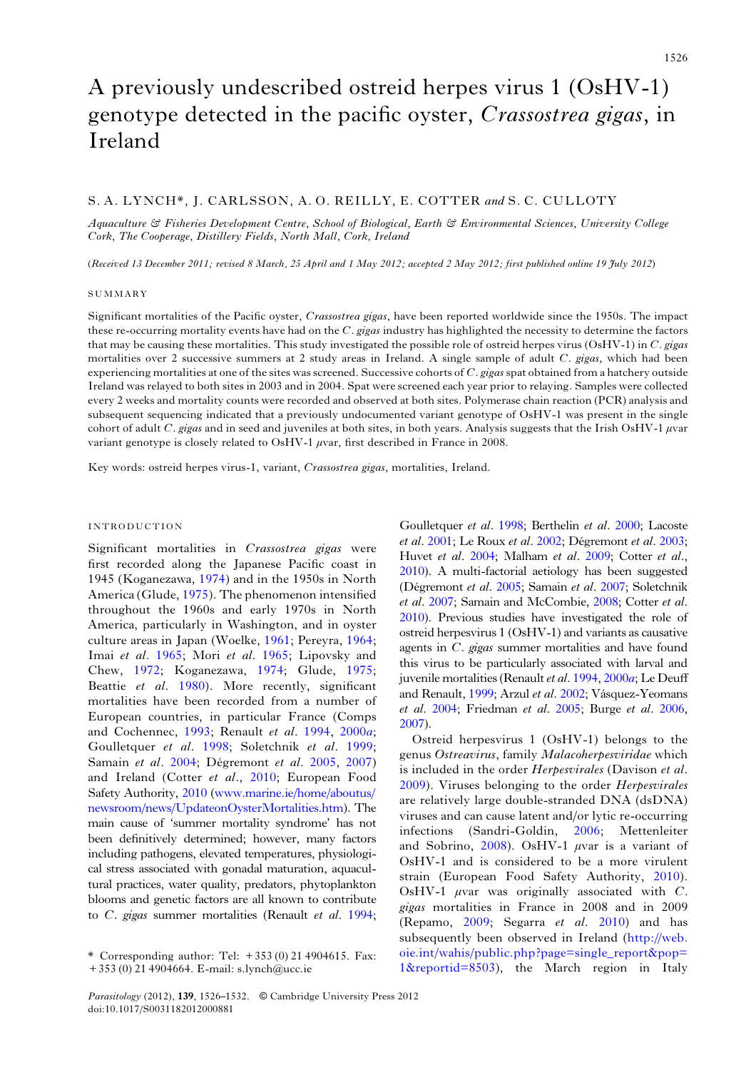# A previously undescribed ostreid herpes virus 1 (OsHV-1) genotype detected in the pacific oyster, *Crassostrea gigas*, in Ireland

S. A. LYNCH*, J. CARLSSON, A. O. REILLY, E. COTTER *and* S. C. CULLOTY

*Aquaculture & Fisheries Development Centre, School of Biological, Earth & Environmental Sciences, University College Cork, The Cooperage, Distillery Fields, North Mall, Cork, Ireland*

(*Received 13 December 2011; revised 8 March, 25 April and 1 May 2012; accepted 2 May 2012; first published online 19 July 2012*)

## SUMMARY

Significant mortalities of the Pacific oyster, *Crassostrea gigas*, have been reported worldwide since the 1950s. The impact these re-occurring mortality events have had on the *C. gigas* industry has highlighted the necessity to determine the factors that may be causing these mortalities. This study investigated the possible role of ostreid herpes virus (OsHV-1) in *C. gigas* mortalities over 2 successive summers at 2 study areas in Ireland. A single sample of adult *C. gigas*, which had been experiencing mortalities at one of the sites was screened. Successive cohorts of *C. gigas* spat obtained from a hatchery outside Ireland was relayed to both sites in 2003 and in 2004. Spat were screened each year prior to relaying. Samples were collected every 2 weeks and mortality counts were recorded and observed at both sites. Polymerase chain reaction (PCR) analysis and subsequent sequencing indicated that a previously undocumented variant genotype of OsHV-1 was present in the single cohort of adult *C. gigas* and in seed and juveniles at both sites, in both years. Analysis suggests that the Irish OsHV-1 μvar variant genotype is closely related to OsHV-1 μvar, first described in France in 2008.

Key words: ostreid herpes virus-1, variant, *Crassostrea gigas*, mortalities, Ireland.

## INTRODUCTION

Significant mortalities in *Crassostrea gigas* were first recorded along the Japanese Pacific coast in 1945 (Koganezawa, 1974) and in the 1950s in North America (Glude, 1975). The phenomenon intensified throughout the 1960s and early 1970s in North America, particularly in Washington, and in oyster culture areas in Japan (Woelke, 1961; Pereyra, 1964; Imai *et al*. 1965; Mori *et al*. 1965; Lipovsky and Chew, 1972; Koganezawa, 1974; Glude, 1975; Beattie *et al*. 1980). More recently, significant mortalities have been recorded from a number of European countries, in particular France (Comps and Cochennec, 1993; Renault *et al*. 1994, 2000*a*; Goulletquer *et al*. 1998; Soletchnik *et al*. 1999; Samain *et al*. 2004; Dégremont *et al*. 2005, 2007) and Ireland (Cotter *et al*., 2010; European Food Safety Authority, 2010 (www.marine.ie/home/aboutus/newsroom/news/UpdateonOysterMortalities.htm). The main cause of 'summer mortality syndrome' has not been definitively determined; however, many factors including pathogens, elevated temperatures, physiological stress associated with gonadal maturation, aquacultural practices, water quality, predators, phytoplankton blooms and genetic factors are all known to contribute to *C. gigas* summer mortalities (Renault *et al*. 1994; Goulletquer *et al*. 1998; Berthelin *et al*. 2000; Lacoste *et al*. 2001; Le Roux *et al*. 2002; Dégremont *et al*. 2003; Huvet *et al*. 2004; Malham *et al*. 2009; Cotter *et al*., 2010). A multi-factorial aetiology has been suggested (Dégremont *et al*. 2005; Samain *et al*. 2007; Soletchnik *et al*. 2007; Samain and McCombie, 2008; Cotter *et al*. 2010). Previous studies have investigated the role of ostreid herpesvirus 1 (OsHV-1) and variants as causative agents in *C. gigas* summer mortalities and have found this virus to be particularly associated with larval and juvenile mortalities (Renault *et al*. 1994, 2000*a*; Le Deuff and Renault, 1999; Arzul *et al*. 2002; Vásquez-Yeomans *et al*. 2004; Friedman *et al*. 2005; Burge *et al*. 2006, 2007).

Ostreid herpesvirus 1 (OsHV-1) belongs to the genus *Ostreavirus*, family *Malacoherpesviridae* which is included in the order *Herpesvirales* (Davison *et al*. 2009). Viruses belonging to the order *Herpesvirales* are relatively large double-stranded DNA (dsDNA) viruses and can cause latent and/or lytic re-occurring infections (Sandri-Goldin, 2006; Mettenleiter and Sobrino, 2008). OsHV-1 μvar is a variant of OsHV-1 and is considered to be a more virulent strain (European Food Safety Authority, 2010). OsHV-1 μvar was originally associated with *C. gigas* mortalities in France in 2008 and in 2009 (Repamo, 2009; Segarra *et al*. 2010) and has subsequently been observed in Ireland (http://web.oie.int/wahis/public.php?page=single_report&pop=1&reportid=8503), the March region in Italy

\* Corresponding author: Tel: +353 (0) 21 4904615. Fax: +353 (0) 21 4904664. E-mail: s.lynch@ucc.ie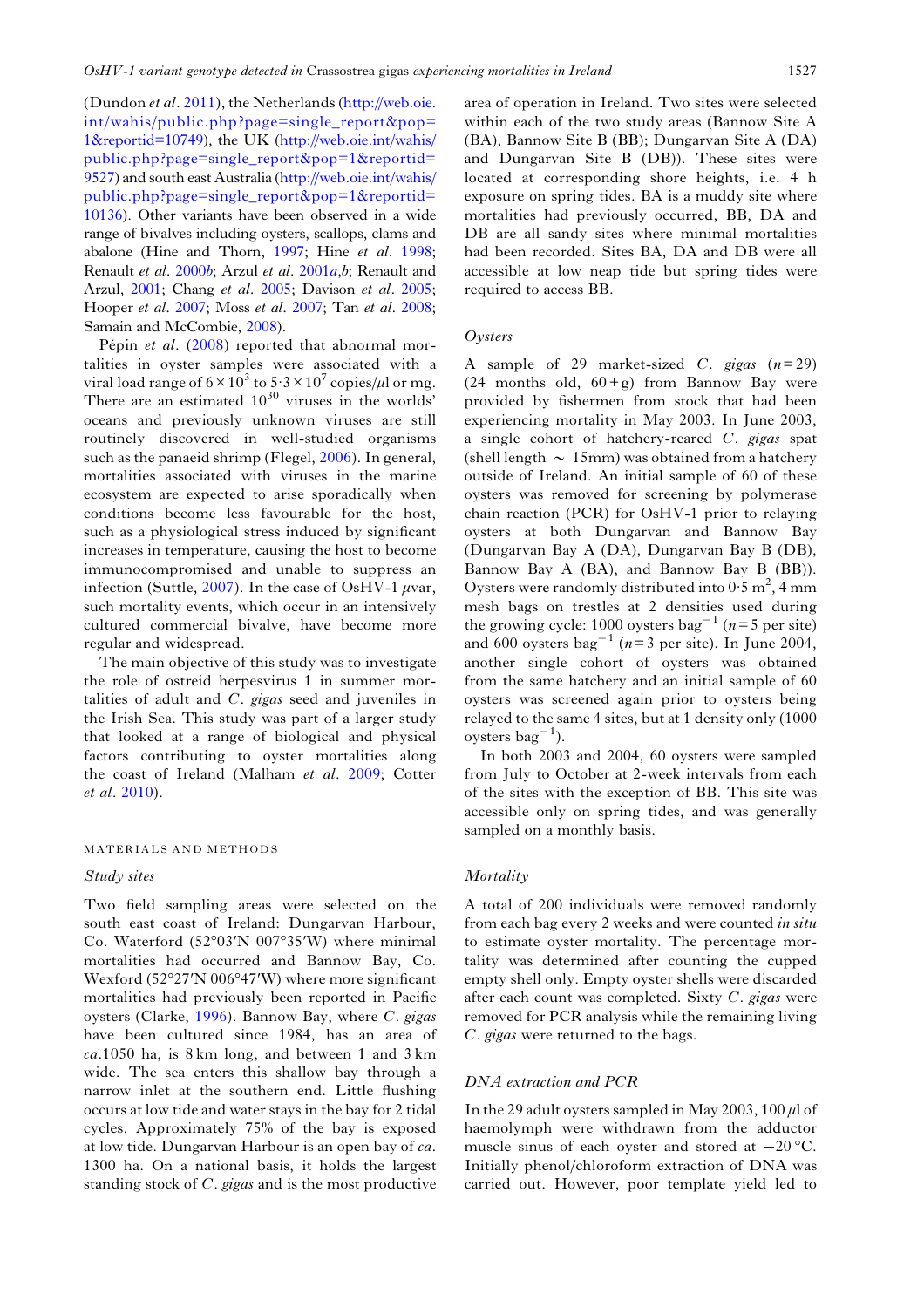(Dundon *et al.* 2011), the Netherlands (http://web.oie.int/wahis/public.php?page=single_report&pop=1&reportid=10749), the UK (http://web.oie.int/wahis/public.php?page=single_report&pop=1&reportid=9527) and south east Australia (http://web.oie.int/wahis/public.php?page=single_report&pop=1&reportid=10136). Other variants have been observed in a wide range of bivalves including oysters, scallops, clams and abalone (Hine and Thorn, 1997; Hine *et al.* 1998; Renault *et al.* 2000*b*; Arzul *et al.* 2001*a*,*b*; Renault and Arzul, 2001; Chang *et al.* 2005; Davison *et al.* 2005; Hooper *et al.* 2007; Moss *et al.* 2007; Tan *et al.* 2008; Samain and McCombie, 2008).

Pépin *et al.* (2008) reported that abnormal mortalities in oyster samples were associated with a viral load range of $6 \times 10^3$ to $5{\cdot}3 \times 10^7$ copies/$\mu$l or mg. There are an estimated $10^{30}$ viruses in the worlds' oceans and previously unknown viruses are still routinely discovered in well-studied organisms such as the panaeid shrimp (Flegel, 2006). In general, mortalities associated with viruses in the marine ecosystem are expected to arise sporadically when conditions become less favourable for the host, such as a physiological stress induced by significant increases in temperature, causing the host to become immunocompromised and unable to suppress an infection (Suttle, 2007). In the case of OsHV-1 $\mu$var, such mortality events, which occur in an intensively cultured commercial bivalve, have become more regular and widespread.

The main objective of this study was to investigate the role of ostreid herpesvirus 1 in summer mortalities of adult and *C. gigas* seed and juveniles in the Irish Sea. This study was part of a larger study that looked at a range of biological and physical factors contributing to oyster mortalities along the coast of Ireland (Malham *et al.* 2009; Cotter *et al.* 2010).

## MATERIALS AND METHODS

### *Study sites*

Two field sampling areas were selected on the south east coast of Ireland: Dungarvan Harbour, Co. Waterford (52°03′N 007°35′W) where minimal mortalities had occurred and Bannow Bay, Co. Wexford (52°27′N 006°47′W) where more significant mortalities had previously been reported in Pacific oysters (Clarke, 1996). Bannow Bay, where *C. gigas* have been cultured since 1984, has an area of *ca.*1050 ha, is 8 km long, and between 1 and 3 km wide. The sea enters this shallow bay through a narrow inlet at the southern end. Little flushing occurs at low tide and water stays in the bay for 2 tidal cycles. Approximately 75% of the bay is exposed at low tide. Dungarvan Harbour is an open bay of *ca.* 1300 ha. On a national basis, it holds the largest standing stock of *C. gigas* and is the most productive area of operation in Ireland. Two sites were selected within each of the two study areas (Bannow Site A (BA), Bannow Site B (BB); Dungarvan Site A (DA) and Dungarvan Site B (DB)). These sites were located at corresponding shore heights, i.e. 4 h exposure on spring tides. BA is a muddy site where mortalities had previously occurred, BB, DA and DB are all sandy sites where minimal mortalities had been recorded. Sites BA, DA and DB were all accessible at low neap tide but spring tides were required to access BB.

### *Oysters*

A sample of 29 market-sized *C. gigas* ($n=29$) (24 months old, 60+g) from Bannow Bay were provided by fishermen from stock that had been experiencing mortality in May 2003. In June 2003, a single cohort of hatchery-reared *C. gigas* spat (shell length ~ 15mm) was obtained from a hatchery outside of Ireland. An initial sample of 60 of these oysters was removed for screening by polymerase chain reaction (PCR) for OsHV-1 prior to relaying oysters at both Dungarvan and Bannow Bay (Dungarvan Bay A (DA), Dungarvan Bay B (DB), Bannow Bay A (BA), and Bannow Bay B (BB)). Oysters were randomly distributed into 0·5 m$^2$, 4 mm mesh bags on trestles at 2 densities used during the growing cycle: 1000 oysters bag$^{-1}$ ($n=5$ per site) and 600 oysters bag$^{-1}$ ($n=3$ per site). In June 2004, another single cohort of oysters was obtained from the same hatchery and an initial sample of 60 oysters was screened again prior to oysters being relayed to the same 4 sites, but at 1 density only (1000 oysters bag$^{-1}$).

In both 2003 and 2004, 60 oysters were sampled from July to October at 2-week intervals from each of the sites with the exception of BB. This site was accessible only on spring tides, and was generally sampled on a monthly basis.

### *Mortality*

A total of 200 individuals were removed randomly from each bag every 2 weeks and were counted *in situ* to estimate oyster mortality. The percentage mortality was determined after counting the cupped empty shell only. Empty oyster shells were discarded after each count was completed. Sixty *C. gigas* were removed for PCR analysis while the remaining living *C. gigas* were returned to the bags.

### *DNA extraction and PCR*

In the 29 adult oysters sampled in May 2003, 100 $\mu$l of haemolymph were withdrawn from the adductor muscle sinus of each oyster and stored at −20 °C. Initially phenol/chloroform extraction of DNA was carried out. However, poor template yield led to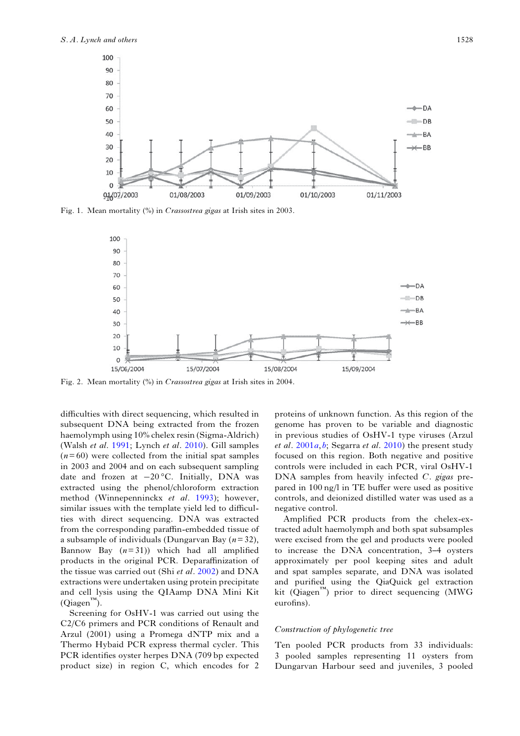Fig. 1. Mean mortality (%) in *Crassostrea gigas* at Irish sites in 2003.

Fig. 2. Mean mortality (%) in *Crassostrea gigas* at Irish sites in 2004.

difficulties with direct sequencing, which resulted in subsequent DNA being extracted from the frozen haemolymph using 10% chelex resin (Sigma-Aldrich) (Walsh *et al*. 1991; Lynch *et al*. 2010). Gill samples ($n = 60$) were collected from the initial spat samples in 2003 and 2004 and on each subsequent sampling date and frozen at −20 °C. Initially, DNA was extracted using the phenol/chloroform extraction method (Winnepenninckx *et al*. 1993); however, similar issues with the template yield led to difficulties with direct sequencing. DNA was extracted from the corresponding paraffin-embedded tissue of a subsample of individuals (Dungarvan Bay ($n = 32$), Bannow Bay ($n = 31$)) which had all amplified products in the original PCR. Deparaffinization of the tissue was carried out (Shi *et al*. 2002) and DNA extractions were undertaken using protein precipitate and cell lysis using the QIAamp DNA Mini Kit (Qiagen™).

Screening for OsHV-1 was carried out using the C2/C6 primers and PCR conditions of Renault and Arzul (2001) using a Promega dNTP mix and a Thermo Hybaid PCR express thermal cycler. This PCR identifies oyster herpes DNA (709 bp expected product size) in region C, which encodes for 2 proteins of unknown function. As this region of the genome has proven to be variable and diagnostic in previous studies of OsHV-1 type viruses (Arzul *et al*. 2001*a*, *b*; Segarra *et al*. 2010) the present study focused on this region. Both negative and positive controls were included in each PCR, viral OsHV-1 DNA samples from heavily infected *C. gigas* prepared in 100 ng/l in TE buffer were used as positive controls, and deionized distilled water was used as a negative control.

Amplified PCR products from the chelex-extracted adult haemolymph and both spat subsamples were excised from the gel and products were pooled to increase the DNA concentration, 3–4 oysters approximately per pool keeping sites and adult and spat samples separate, and DNA was isolated and purified using the QiaQuick gel extraction kit (Qiagen™) prior to direct sequencing (MWG eurofins).

### Construction of phylogenetic tree

Ten pooled PCR products from 33 individuals: 3 pooled samples representing 11 oysters from Dungarvan Harbour seed and juveniles, 3 pooled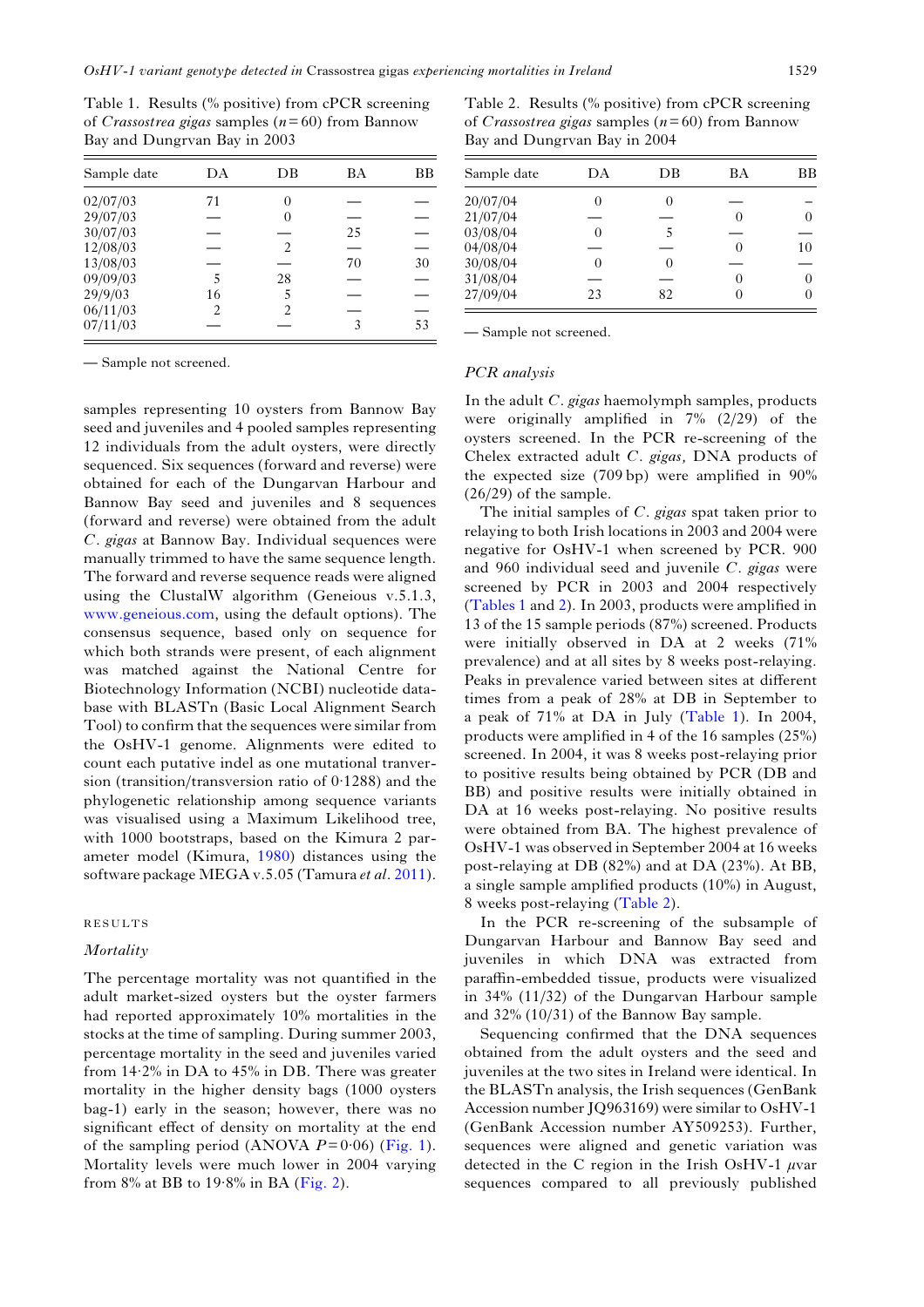Table 1. Results (% positive) from cPCR screening of *Crassostrea gigas* samples ($n = 60$) from Bannow Bay and Dungrvan Bay in 2003

| Sample date | DA | DB | BA | BB |
|---|---|---|---|---|
| 02/07/03 | 71 | 0 | — | — |
| 29/07/03 | — | 0 | — | — |
| 30/07/03 | — | — | 25 | — |
| 12/08/03 | — | 2 | — | — |
| 13/08/03 | — | — | 70 | 30 |
| 09/09/03 | 5 | 28 | — | — |
| 29/9/03 | 16 | 5 | — | — |
| 06/11/03 | 2 | 2 | — | — |
| 07/11/03 | — | — | 3 | 53 |

— Sample not screened.

samples representing 10 oysters from Bannow Bay seed and juveniles and 4 pooled samples representing 12 individuals from the adult oysters, were directly sequenced. Six sequences (forward and reverse) were obtained for each of the Dungarvan Harbour and Bannow Bay seed and juveniles and 8 sequences (forward and reverse) were obtained from the adult *C. gigas* at Bannow Bay. Individual sequences were manually trimmed to have the same sequence length. The forward and reverse sequence reads were aligned using the ClustalW algorithm (Geneious v.5.1.3, www.geneious.com, using the default options). The consensus sequence, based only on sequence for which both strands were present, of each alignment was matched against the National Centre for Biotechnology Information (NCBI) nucleotide database with BLASTn (Basic Local Alignment Search Tool) to confirm that the sequences were similar from the OsHV-1 genome. Alignments were edited to count each putative indel as one mutational tranversion (transition/transversion ratio of 0·1288) and the phylogenetic relationship among sequence variants was visualised using a Maximum Likelihood tree, with 1000 bootstraps, based on the Kimura 2 parameter model (Kimura, 1980) distances using the software package MEGA v.5.05 (Tamura *et al*. 2011).

## RESULTS

### Mortality

The percentage mortality was not quantified in the adult market-sized oysters but the oyster farmers had reported approximately 10% mortalities in the stocks at the time of sampling. During summer 2003, percentage mortality in the seed and juveniles varied from 14·2% in DA to 45% in DB. There was greater mortality in the higher density bags (1000 oysters bag-1) early in the season; however, there was no significant effect of density on mortality at the end of the sampling period (ANOVA $P = 0{\cdot}06$) (Fig. 1). Mortality levels were much lower in 2004 varying from 8% at BB to 19·8% in BA (Fig. 2).

Table 2. Results (% positive) from cPCR screening of *Crassostrea gigas* samples ($n = 60$) from Bannow Bay and Dungrvan Bay in 2004

| Sample date | DA | DB | BA | BB |
|---|---|---|---|---|
| 20/07/04 | 0 | 0 | — | – |
| 21/07/04 | — | — | 0 | 0 |
| 03/08/04 | 0 | 5 | — | — |
| 04/08/04 | — | — | 0 | 10 |
| 30/08/04 | 0 | 0 | — | — |
| 31/08/04 | — | — | 0 | 0 |
| 27/09/04 | 23 | 82 | 0 | 0 |

— Sample not screened.

### PCR analysis

In the adult *C. gigas* haemolymph samples, products were originally amplified in 7% (2/29) of the oysters screened. In the PCR re-screening of the Chelex extracted adult *C. gigas,* DNA products of the expected size (709 bp) were amplified in 90% (26/29) of the sample.

The initial samples of *C. gigas* spat taken prior to relaying to both Irish locations in 2003 and 2004 were negative for OsHV-1 when screened by PCR. 900 and 960 individual seed and juvenile *C. gigas* were screened by PCR in 2003 and 2004 respectively (Tables 1 and 2). In 2003, products were amplified in 13 of the 15 sample periods (87%) screened. Products were initially observed in DA at 2 weeks (71% prevalence) and at all sites by 8 weeks post-relaying. Peaks in prevalence varied between sites at different times from a peak of 28% at DB in September to a peak of 71% at DA in July (Table 1). In 2004, products were amplified in 4 of the 16 samples (25%) screened. In 2004, it was 8 weeks post-relaying prior to positive results being obtained by PCR (DB and BB) and positive results were initially obtained in DA at 16 weeks post-relaying. No positive results were obtained from BA. The highest prevalence of OsHV-1 was observed in September 2004 at 16 weeks post-relaying at DB (82%) and at DA (23%). At BB, a single sample amplified products (10%) in August, 8 weeks post-relaying (Table 2).

In the PCR re-screening of the subsample of Dungarvan Harbour and Bannow Bay seed and juveniles in which DNA was extracted from paraffin-embedded tissue, products were visualized in 34% (11/32) of the Dungarvan Harbour sample and 32% (10/31) of the Bannow Bay sample.

Sequencing confirmed that the DNA sequences obtained from the adult oysters and the seed and juveniles at the two sites in Ireland were identical. In the BLASTn analysis, the Irish sequences (GenBank Accession number JQ963169) were similar to OsHV-1 (GenBank Accession number AY509253). Further, sequences were aligned and genetic variation was detected in the C region in the Irish OsHV-1 $\mu$var sequences compared to all previously published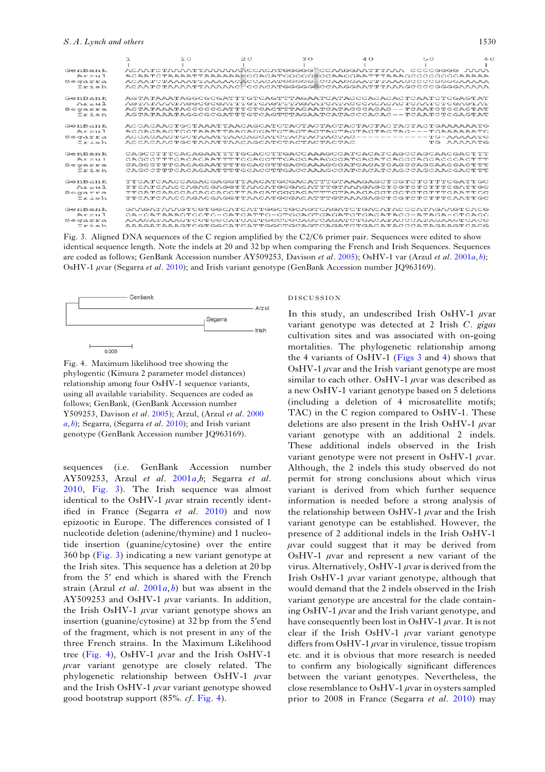Fig. 3. Aligned DNA sequences of the C region amplified by the C2/C6 primer pair. Sequences were edited to show identical sequence length. Note the indels at 20 and 32 bp when comparing the French and Irish Sequences. Sequences are coded as follows; GenBank Accession number AY509253, Davison *et al*. 2005); OsHV-1 var (Arzul *et al*. 2001*a*,*b*); OsHV-1 *μ*var (Segarra *et al*. 2010); and Irish variant genotype (GenBank Accession number JQ963169).

Fig. 4. Maximum likelihood tree showing the phylogentic (Kimura 2 parameter model distances) relationship among four OsHV-1 sequence variants, using all available variability. Sequences are coded as follows; GenBank, (GenBank Accession number Y509253, Davison *et al*. 2005); Arzul, (Arzul *et al*. 2000 *a*,*b*); Segarra, (Segarra *et al*. 2010); and Irish variant genotype (GenBank Accession number JQ963169).

sequences (i.e. GenBank Accession number AY509253, Arzul *et al*. 2001*a*,*b*; Segarra *et al*. 2010, Fig. 3). The Irish sequence was almost identical to the OsHV-1 *μ*var strain recently identified in France (Segarra *et al*. 2010) and now epizootic in Europe. The differences consisted of 1 nucleotide deletion (adenine/thymine) and 1 nucleotide insertion (guanine/cytosine) over the entire 360 bp (Fig. 3) indicating a new variant genotype at the Irish sites. This sequence has a deletion at 20 bp from the 5′ end which is shared with the French strain (Arzul *et al*. 2001*a*,*b*) but was absent in the AY509253 and OsHV-1 *μ*var variants. In addition, the Irish OsHV-1 *μ*var variant genotype shows an insertion (guanine/cytosine) at 32 bp from the 5′end of the fragment, which is not present in any of the three French strains. In the Maximum Likelihood tree (Fig. 4), OsHV-1 *μ*var and the Irish OsHV-1 *μ*var variant genotype are closely related. The phylogenetic relationship between OsHV-1 *μ*var and the Irish OsHV-1 *μ*var variant genotype showed good bootstrap support (85%. *cf*. Fig. 4).

## DISCUSSION

In this study, an undescribed Irish OsHV-1 *μ*var variant genotype was detected at 2 Irish *C. gigas* cultivation sites and was associated with on-going mortalities. The phylogenetic relationship among the 4 variants of OsHV-1 (Figs 3 and 4) shows that OsHV-1 *μ*var and the Irish variant genotype are most similar to each other. OsHV-1 *μ*var was described as a new OsHV-1 variant genotype based on 5 deletions (including a deletion of 4 microsatellite motifs; TAC) in the C region compared to OsHV-1. These deletions are also present in the Irish OsHV-1 *μ*var variant genotype with an additional 2 indels. These additional indels observed in the Irish variant genotype were not present in OsHV-1 *μ*var. Although, the 2 indels this study observed do not permit for strong conclusions about which virus variant is derived from which further sequence information is needed before a strong analysis of the relationship between OsHV-1 *μ*var and the Irish variant genotype can be established. However, the presence of 2 additional indels in the Irish OsHV-1 *μ*var could suggest that it may be derived from OsHV-1 *μ*var and represent a new variant of the virus. Alternatively, OsHV-1 *μ*var is derived from the Irish OsHV-1 *μ*var variant genotype, although that would demand that the 2 indels observed in the Irish variant genotype are ancestral for the clade containing OsHV-1 *μ*var and the Irish variant genotype, and have consequently been lost in OsHV-1 *μ*var. It is not clear if the Irish OsHV-1 *μ*var variant genotype differs from OsHV-1 *μ*var in virulence, tissue tropism etc. and it is obvious that more research is needed to confirm any biologically significant differences between the variant genotypes. Nevertheless, the close resemblance to OsHV-1 *μ*var in oysters sampled prior to 2008 in France (Segarra *et al*. 2010) may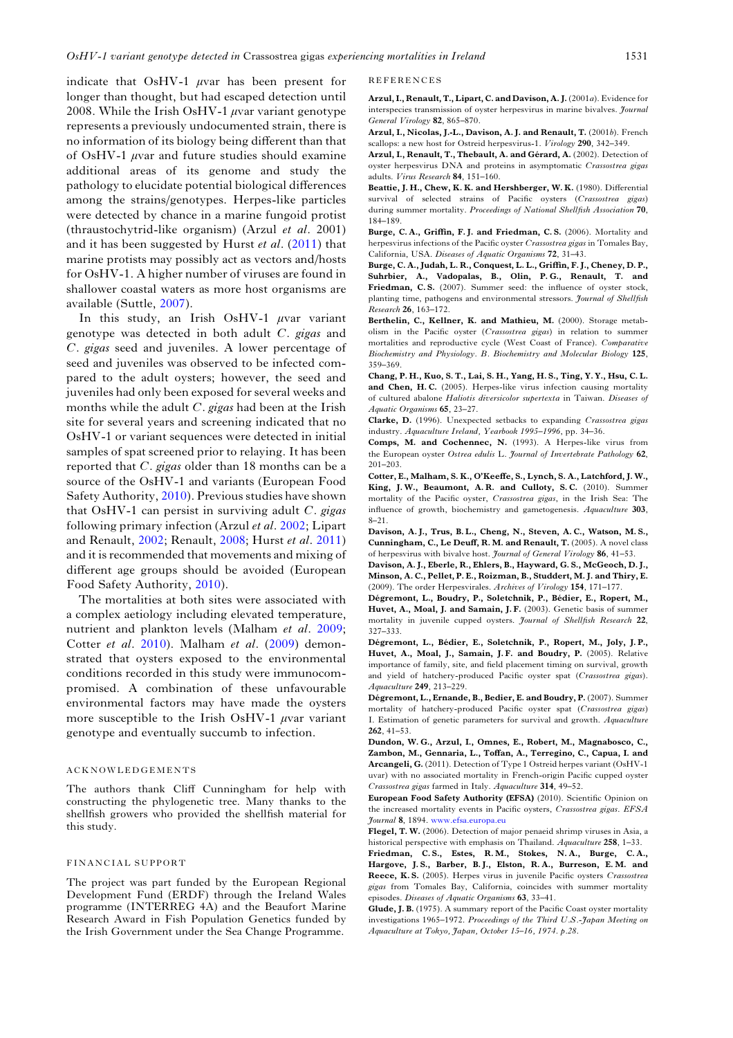indicate that OsHV-1 $\mu$var has been present for longer than thought, but had escaped detection until 2008. While the Irish OsHV-1 $\mu$var variant genotype represents a previously undocumented strain, there is no information of its biology being different than that of OsHV-1 $\mu$var and future studies should examine additional areas of its genome and study the pathology to elucidate potential biological differences among the strains/genotypes. Herpes-like particles were detected by chance in a marine fungoid protist (thraustochytrid-like organism) (Arzul *et al*. 2001) and it has been suggested by Hurst *et al*. (2011) that marine protists may possibly act as vectors and/hosts for OsHV-1. A higher number of viruses are found in shallower coastal waters as more host organisms are available (Suttle, 2007).

In this study, an Irish OsHV-1 $\mu$var variant genotype was detected in both adult *C. gigas* and *C. gigas* seed and juveniles. A lower percentage of seed and juveniles was observed to be infected compared to the adult oysters; however, the seed and juveniles had only been exposed for several weeks and months while the adult *C. gigas* had been at the Irish site for several years and screening indicated that no OsHV-1 or variant sequences were detected in initial samples of spat screened prior to relaying. It has been reported that *C. gigas* older than 18 months can be a source of the OsHV-1 and variants (European Food Safety Authority, 2010). Previous studies have shown that OsHV-1 can persist in surviving adult *C. gigas* following primary infection (Arzul *et al*. 2002; Lipart and Renault, 2002; Renault, 2008; Hurst *et al*. 2011) and it is recommended that movements and mixing of different age groups should be avoided (European Food Safety Authority, 2010).

The mortalities at both sites were associated with a complex aetiology including elevated temperature, nutrient and plankton levels (Malham *et al*. 2009; Cotter *et al*. 2010). Malham *et al*. (2009) demonstrated that oysters exposed to the environmental conditions recorded in this study were immunocompromised. A combination of these unfavourable environmental factors may have made the oysters more susceptible to the Irish OsHV-1 $\mu$var variant genotype and eventually succumb to infection.

## ACKNOWLEDGEMENTS

The authors thank Cliff Cunningham for help with constructing the phylogenetic tree. Many thanks to the shellfish growers who provided the shellfish material for this study.

## FINANCIAL SUPPORT

The project was part funded by the European Regional Development Fund (ERDF) through the Ireland Wales programme (INTERREG 4A) and the Beaufort Marine Research Award in Fish Population Genetics funded by the Irish Government under the Sea Change Programme.

## REFERENCES

**Arzul, I., Renault, T., Lipart, C. and Davison, A. J.** (2001*a*). Evidence for interspecies transmission of oyster herpesvirus in marine bivalves. *Journal General Virology* **82**, 865–870.

**Arzul, I., Nicolas, J.-L., Davison, A. J. and Renault, T.** (2001*b*). French scallops: a new host for Ostreid herpesvirus-1. *Virology* **290**, 342–349.

**Arzul, I., Renault, T., Thebault, A. and Gérard, A.** (2002). Detection of oyster herpesvirus DNA and proteins in asymptomatic *Crassostrea gigas* adults. *Virus Research* **84**, 151–160.

**Beattie, J. H., Chew, K. K. and Hershberger, W. K.** (1980). Differential survival of selected strains of Pacific oysters (*Crassostrea gigas*) during summer mortality. *Proceedings of National Shellfish Association* **70**, 184–189.

**Burge, C. A., Griffin, F. J. and Friedman, C. S.** (2006). Mortality and herpesvirus infections of the Pacific oyster *Crassostrea gigas* in Tomales Bay, California, USA. *Diseases of Aquatic Organisms* **72**, 31–43.

**Burge, C. A., Judah, L. R., Conquest, L. L., Griffin, F. J., Cheney, D. P., Suhrbier, A., Vadopalas, B., Olin, P. G., Renault, T. and Friedman, C. S.** (2007). Summer seed: the influence of oyster stock, planting time, pathogens and environmental stressors. *Journal of Shellfish Research* **26**, 163–172.

**Berthelin, C., Kellner, K. and Mathieu, M.** (2000). Storage metabolism in the Pacific oyster (*Crassostrea gigas*) in relation to summer mortalities and reproductive cycle (West Coast of France). *Comparative Biochemistry and Physiology. B. Biochemistry and Molecular Biology* **125**, 359–369.

**Chang, P. H., Kuo, S. T., Lai, S. H., Yang, H. S., Ting, Y. Y., Hsu, C. L. and Chen, H. C.** (2005). Herpes-like virus infection causing mortality of cultured abalone *Haliotis diversicolor supertexta* in Taiwan. *Diseases of Aquatic Organisms* **65**, 23–27.

**Clarke, D.** (1996). Unexpected setbacks to expanding *Crassostrea gigas* industry. *Aquaculture Ireland, Yearbook 1995–1996*, pp. 34–36.

**Comps, M. and Cochennec, N.** (1993). A Herpes-like virus from the European oyster *Ostrea edulis* L. *Journal of Invertebrate Pathology* **62**, 201–203.

**Cotter, E., Malham, S. K., O'Keeffe, S., Lynch, S. A., Latchford, J. W., King, J. W., Beaumont, A. R. and Culloty, S. C.** (2010). Summer mortality of the Pacific oyster, *Crassostrea gigas*, in the Irish Sea: The influence of growth, biochemistry and gametogenesis. *Aquaculture* **303**, 8–21.

**Davison, A. J., Trus, B. L., Cheng, N., Steven, A. C., Watson, M. S., Cunningham, C., Le Deuff, R. M. and Renault, T.** (2005). A novel class of herpesvirus with bivalve host. *Journal of General Virology* **86**, 41–53.

**Davison, A. J., Eberle, R., Ehlers, B., Hayward, G. S., McGeoch, D. J., Minson, A. C., Pellet, P. E., Roizman, B., Studdert, M. J. and Thiry, E.** (2009). The order Herpesvirales. *Archives of Virology* **154**, 171–177.

**Dégremont, L., Boudry, P., Soletchnik, P., Bédier, E., Ropert, M., Huvet, A., Moal, J. and Samain, J. F.** (2003). Genetic basis of summer mortality in juvenile cupped oysters. *Journal of Shellfish Research* **22**, 327–333.

**Dégremont, L., Bédier, E., Soletchnik, P., Ropert, M., Joly, J. P., Huvet, A., Moal, J., Samain, J. F. and Boudry, P.** (2005). Relative importance of family, site, and field placement timing on survival, growth and yield of hatchery-produced Pacific oyster spat (*Crassostrea gigas*). *Aquaculture* **249**, 213–229.

**Dégremont, L., Ernande, B., Bedier, E. and Boudry, P.** (2007). Summer mortality of hatchery-produced Pacific oyster spat (*Crassostrea gigas*) I. Estimation of genetic parameters for survival and growth. *Aquaculture* **262**, 41–53.

**Dundon, W. G., Arzul, I., Omnes, E., Robert, M., Magnabosco, C., Zambon, M., Gennaria, L., Toffan, A., Terregino, C., Capua, I. and Arcangeli, G.** (2011). Detection of Type 1 Ostreid herpes variant (OsHV-1 μvar) with no associated mortality in French-origin Pacific cupped oyster *Crassostrea gigas* farmed in Italy. *Aquaculture* **314**, 49–52.

**European Food Safety Authority (EFSA)** (2010). Scientific Opinion on the increased mortality events in Pacific oysters, *Crassostrea gigas*. *EFSA Journal* **8**, 1894. www.efsa.europa.eu

**Flegel, T. W.** (2006). Detection of major penaeid shrimp viruses in Asia, a historical perspective with emphasis on Thailand. *Aquaculture* **258**, 1–33.

**Friedman, C. S., Estes, R. M., Stokes, N. A., Burge, C. A., Hargove, J. S., Barber, B. J., Elston, R. A., Burreson, E. M. and Reece, K. S.** (2005). Herpes virus in juvenile Pacific oysters *Crassostrea gigas* from Tomales Bay, California, coincides with summer mortality episodes. *Diseases of Aquatic Organisms* **63**, 33–41.

**Glude, J. B.** (1975). A summary report of the Pacific Coast oyster mortality investigations 1965–1972. *Proceedings of the Third U.S.-Japan Meeting on Aquaculture at Tokyo, Japan, October 15–16, 1974. p.28.*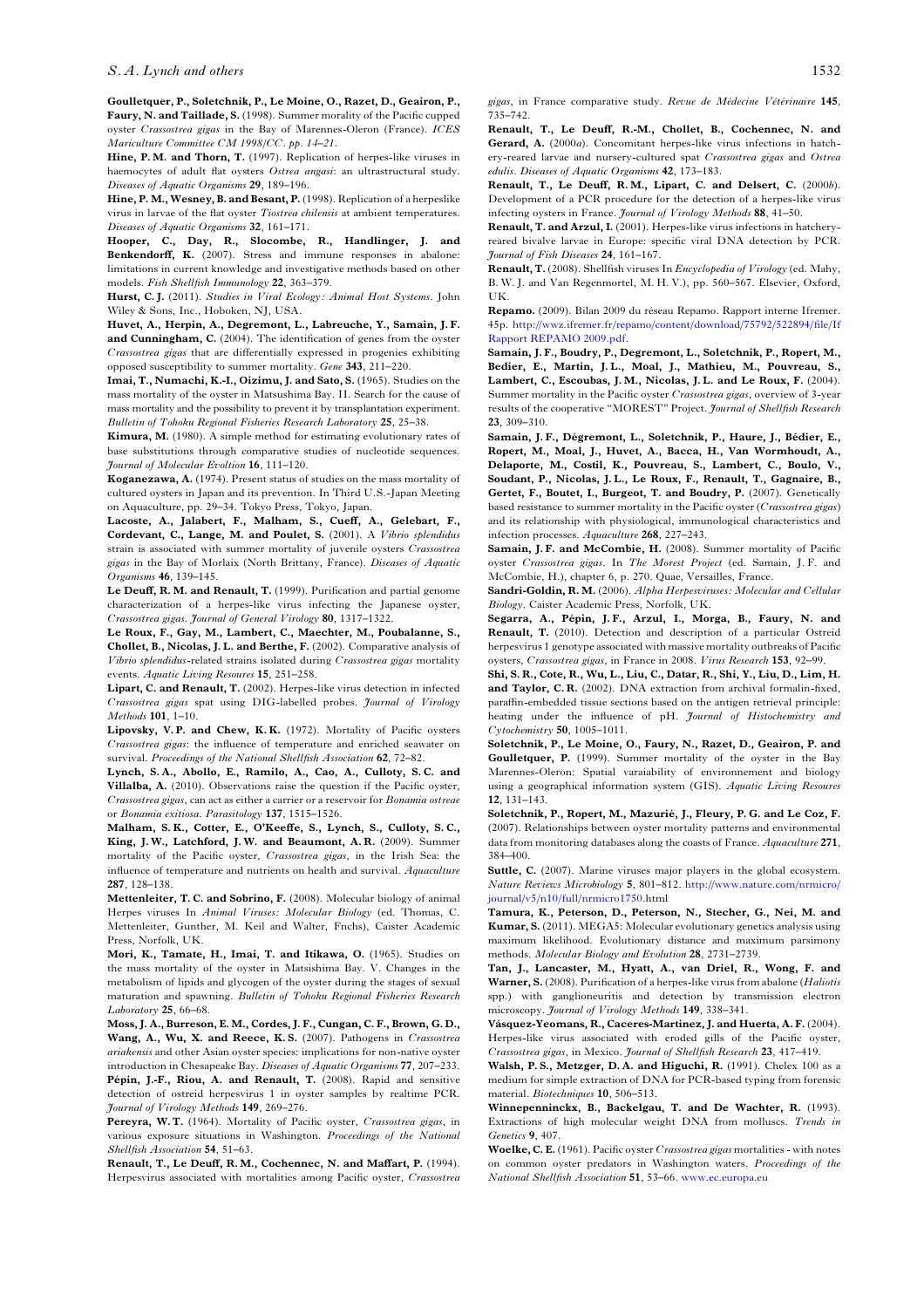**Goulletquer, P., Soletchnik, P., Le Moine, O., Razet, D., Geairon, P., Faury, N. and Taillade, S.** (1998). Summer morality of the Pacific cupped oyster *Crassostrea gigas* in the Bay of Marennes-Oleron (France). *ICES Mariculture Committee CM 1998/CC. pp. 14–21*.

**Hine, P. M. and Thorn, T.** (1997). Replication of herpes-like viruses in haemocytes of adult flat oysters *Ostrea angasi*: an ultrastructural study. *Diseases of Aquatic Organisms* **29**, 189–196.

**Hine, P. M., Wesney, B. and Besant, P.** (1998). Replication of a herpeslike virus in larvae of the flat oyster *Tiostrea chilensis* at ambient temperatures. *Diseases of Aquatic Organisms* **32**, 161–171.

**Hooper, C., Day, R., Slocombe, R., Handlinger, J. and Benkendorff, K.** (2007). Stress and immune responses in abalone: limitations in current knowledge and investigative methods based on other models. *Fish Shellfish Immunology* **22**, 363–379.

**Hurst, C. J.** (2011). *Studies in Viral Ecology: Animal Host Systems*. John Wiley & Sons, Inc., Hoboken, NJ, USA.

**Huvet, A., Herpin, A., Degremont, L., Labreuche, Y., Samain, J. F. and Cunningham, C.** (2004). The identification of genes from the oyster *Crassostrea gigas* that are differentially expressed in progenies exhibiting opposed susceptibility to summer mortality. *Gene* **343**, 211–220.

**Imai, T., Numachi, K.-I., Oizimu, J. and Sato, S.** (1965). Studies on the mass mortality of the oyster in Matsushima Bay. II. Search for the cause of mass mortality and the possibility to prevent it by transplantation experiment. *Bulletin of Tohoku Regional Fisheries Research Laboratory* **25**, 25–38.

**Kimura, M.** (1980). A simple method for estimating evolutionary rates of base substitutions through comparative studies of nucleotide sequences. *Journal of Molecular Evolution* **16**, 111–120.

**Koganezawa, A.** (1974). Present status of studies on the mass mortality of cultured oysters in Japan and its prevention. In Third U.S.-Japan Meeting on Aquaculture, pp. 29–34. Tokyo Press, Tokyo, Japan.

**Lacoste, A., Jalabert, F., Malham, S., Cueff, A., Gelebart, F., Cordevant, C., Lange, M. and Poulet, S.** (2001). A *Vibrio splendidus* strain is associated with summer mortality of juvenile oysters *Crassostrea gigas* in the Bay of Morlaix (North Brittany, France). *Diseases of Aquatic Organisms* **46**, 139–145.

**Le Deuff, R. M. and Renault, T.** (1999). Purification and partial genome characterization of a herpes-like virus infecting the Japanese oyster, *Crassostrea gigas*. *Journal of General Virology* **80**, 1317–1322.

**Le Roux, F., Gay, M., Lambert, C., Maechter, M., Poubalanne, S., Chollet, B., Nicolas, J. L. and Berthe, F.** (2002). Comparative analysis of *Vibrio splendidus*-related strains isolated during *Crassostrea gigas* mortality events. *Aquatic Living Resoures* **15**, 251–258.

**Lipart, C. and Renault, T.** (2002). Herpes-like virus detection in infected *Crassostrea gigas* spat using DIG-labelled probes. *Journal of Virology Methods* **101**, 1–10.

**Lipovsky, V. P. and Chew, K. K.** (1972). Mortality of Pacific oysters *Crassostrea gigas*: the influence of temperature and enriched seawater on survival. *Proceedings of the National Shellfish Association* **62**, 72–82.

**Lynch, S. A., Abollo, E., Ramilo, A., Cao, A., Culloty, S. C. and Villalba, A.** (2010). Observations raise the question if the Pacific oyster, *Crassostrea gigas*, can act as either a carrier or a reservoir for *Bonamia ostreae* or *Bonamia exitiosa*. *Parasitology* **137**, 1515–1526.

**Malham, S. K., Cotter, E., O'Keeffe, S., Lynch, S., Culloty, S. C., King, J. W., Latchford, J. W. and Beaumont, A. R.** (2009). Summer mortality of the Pacific oyster, *Crassostrea gigas*, in the Irish Sea: the influence of temperature and nutrients on health and survival. *Aquaculture* **287**, 128–138.

**Mettenleiter, T. C. and Sobrino, F.** (2008). Molecular biology of animal Herpes viruses In *Animal Viruses: Molecular Biology* (ed. Thomas, C. Mettenleiter, Gunther, M. Keil and Walter, Fnchs), Caister Academic Press, Norfolk, UK.

**Mori, K., Tamate, H., Imai, T. and Itikawa, O.** (1965). Studies on the mass mortality of the oyster in Matsishima Bay. V. Changes in the metabolism of lipids and glycogen of the oyster during the stages of sexual maturation and spawning. *Bulletin of Tohoku Regional Fisheries Research Laboratory* **25**, 66–68.

**Moss, J. A., Burreson, E. M., Cordes, J. F., Cungan, C. F., Brown, G. D., Wang, A., Wu, X. and Reece, K. S.** (2007). Pathogens in *Crassostrea ariakensis* and other Asian oyster species: implications for non-native oyster introduction in Chesapeake Bay. *Diseases of Aquatic Organisms* **77**, 207–233.

**Pépin, J.-F., Riou, A. and Renault, T.** (2008). Rapid and sensitive detection of ostreid herpesvirus 1 in oyster samples by realtime PCR. *Journal of Virology Methods* **149**, 269–276.

**Pereyra, W. T.** (1964). Mortality of Pacific oyster, *Crassostrea gigas*, in various exposure situations in Washington. *Proceedings of the National Shellfish Association* **54**, 51–63.

**Renault, T., Le Deuff, R. M., Cochennec, N. and Maffart, P.** (1994). Herpesvirus associated with mortalities among Pacific oyster, *Crassostrea gigas*, in France comparative study. *Revue de Médecine Vétérinaire* **145**, 735–742.

**Renault, T., Le Deuff, R.-M., Chollet, B., Cochennec, N. and Gerard, A.** (2000*a*). Concomitant herpes-like virus infections in hatchery-reared larvae and nursery-cultured spat *Crassostrea gigas* and *Ostrea edulis*. *Diseases of Aquatic Organisms* **42**, 173–183.

**Renault, T., Le Deuff, R. M., Lipart, C. and Delsert, C.** (2000*b*). Development of a PCR procedure for the detection of a herpes-like virus infecting oysters in France. *Journal of Virology Methods* **88**, 41–50.

**Renault, T. and Arzul, I.** (2001). Herpes-like virus infections in hatchery-reared bivalve larvae in Europe: specific viral DNA detection by PCR. *Journal of Fish Diseases* **24**, 161–167.

**Renault, T.** (2008). Shellfish viruses In *Encyclopedia of Virology* (ed. Mahy, B. W. J. and Van Regenmortel, M. H. V.), pp. 560–567. Elsevier, Oxford, UK.

**Repamo.** (2009). Bilan 2009 du réseau Repamo. Rapport interne Ifremer. 45p. http://wwz.ifremer.fr/repamo/content/download/75792/522894/file/If Rapport REPAMO 2009.pdf.

**Samain, J. F., Boudry, P., Degremont, L., Soletchnik, P., Ropert, M., Bedier, E., Martin, J. L., Moal, J., Mathieu, M., Pouvreau, S., Lambert, C., Escoubas, J. M., Nicolas, J. L. and Le Roux, F.** (2004). Summer mortality in the Pacific oyster *Crassostrea gigas*, overview of 3-year results of the cooperative "MOREST" Project. *Journal of Shellfish Research* **23**, 309–310.

**Samain, J. F., Dégremont, L., Soletchnik, P., Haure, J., Bédier, E., Ropert, M., Moal, J., Huvet, A., Bacca, H., Van Wormhoudt, A., Delaporte, M., Costil, K., Pouvreau, S., Lambert, C., Boulo, V., Soudant, P., Nicolas, J. L., Le Roux, F., Renault, T., Gagnaire, B., Gertet, F., Boutet, I., Burgeot, T. and Boudry, P.** (2007). Genetically based resistance to summer mortality in the Pacific oyster (*Crassostrea gigas*) and its relationship with physiological, immunological characteristics and infection processes. *Aquaculture* **268**, 227–243.

**Samain, J. F. and McCombie, H.** (2008). Summer mortality of Pacific oyster *Crassostrea gigas*. In *The Morest Project* (ed. Samain, J. F. and McCombie, H.), chapter 6, p. 270. Quae, Versailles, France.

**Sandri-Goldin, R. M.** (2006). *Alpha Herpesviruses: Molecular and Cellular Biology*. Caister Academic Press, Norfolk, UK.

**Segarra, A., Pépin, J. F., Arzul, I., Morga, B., Faury, N. and Renault, T.** (2010). Detection and description of a particular Ostreid herpesvirus 1 genotype associated with massive mortality outbreaks of Pacific oysters, *Crassostrea gigas*, in France in 2008. *Virus Research* **153**, 92–99.

**Shi, S. R., Cote, R. A., Wu, L., Liu, C., Datar, R., Shi, Y., Liu, D., Lim, H. and Taylor, C. R.** (2002). DNA extraction from archival formalin-fixed, paraffin-embedded tissue sections based on the antigen retrieval principle: heating under the influence of pH. *Journal of Histochemistry and Cytochemistry* **50**, 1005–1011.

**Soletchnik, P., Le Moine, O., Faury, N., Razet, D., Geairon, P. and Goulletquer, P.** (1999). Summer mortality of the oyster in the Bay Marennes-Oleron: Spatial varaiability of environnement and biology using a geographical information system (GIS). *Aquatic Living Resoures* **12**, 131–143.

**Soletchnik, P., Ropert, M., Mazurié, J., Fleury, P. G. and Le Coz, F.** (2007). Relationships between oyster mortality patterns and environmental data from monitoring databases along the coasts of France. *Aquaculture* **271**, 384–400.

**Suttle, C.** (2007). Marine viruses major players in the global ecosystem. *Nature Reviews Microbiology* **5**, 801–812. http://www.nature.com/nrmicro/journal/v5/n10/full/nrmicro1750.html

**Tamura, K., Peterson, D., Peterson, N., Stecher, G., Nei, M. and Kumar, S.** (2011). MEGA5: Molecular evolutionary genetics analysis using maximum likelihood. Evolutionary distance and maximum parsimony methods. *Molecular Biology and Evolution* **28**, 2731–2739.

**Tan, J., Lancaster, M., Hyatt, A., van Driel, R., Wong, F. and Warner, S.** (2008). Purification of a herpes-like virus from abalone (*Haliotis* spp.) with ganglioneuritis and detection by transmission electron microscopy. *Journal of Virology Methods* **149**, 338–341.

**Vásquez-Yeomans, R., Caceres-Martinez, J. and Huerta, A. F.** (2004). Herpes-like virus associated with eroded gills of the Pacific oyster, *Crassostrea gigas*, in Mexico. *Journal of Shellfish Research* **23**, 417–419.

**Walsh, P. S., Metzger, D. A. and Higuchi, R.** (1991). Chelex 100 as a medium for simple extraction of DNA for PCR-based typing from forensic material. *Biotechniques* **10**, 506–513.

**Winnepenninckx, B., Backelgau, T. and De Wachter, R.** (1993). Extractions of high molecular weight DNA from molluscs. *Trends in Genetics* **9**, 407.

**Woelke, C. E.** (1961). Pacific oyster *Crassostrea gigas* mortalities - with notes on common oyster predators in Washington waters. *Proceedings of the National Shellfish Association* **51**, 53–66. www.ec.europa.eu